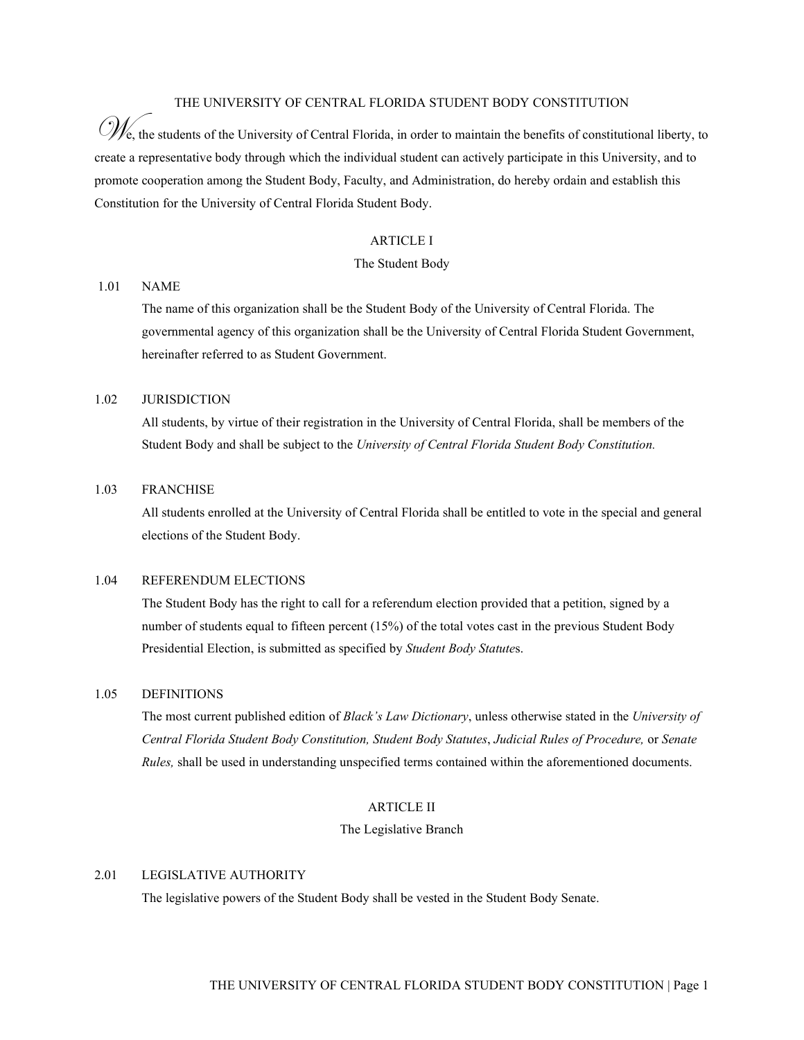# THE UNIVERSITY OF CENTRAL FLORIDA STUDENT BODY CONSTITUTION

We, the students of the University of Central Florida, in order to maintain the benefits of constitutional liberty, to create a representative body through which the individual student can actively participate in this University, and to promote cooperation among the Student Body, Faculty, and Administration, do hereby ordain and establish this Constitution for the University of Central Florida Student Body.

## ARTICLE I

### The Student Body

**1.01 NAME**

The name of this organization shall be the Student Body of the University of Central Florida. The governmental agency of this organization shall be the University of Central Florida Student Government, hereinafter referred to as Student Government.

**1.02 JURISDICTION**

All students, by virtue of their registration in the University of Central Florida, shall be members of the Student Body and shall be subject to the *University of Central Florida Student Body Constitution.*

**1.03 FRANCHISE**

All students enrolled at the University of Central Florida shall be entitled to vote in the special and general elections of the Student Body.

**1.04 REFERENDUM ELECTIONS**

The Student Body has the right to call for a referendum election provided that a petition, signed by a number of students equal to fifteen percent (15%) of the total votes cast in the previous Student Body Presidential Election, is submitted as specified by *Student Body Statute*s.

**1.05 DEFINITIONS**

The most current published edition of *Black's Law Dictionary*, unless otherwise stated in the *University of Central Florida Student Body Constitution, Student Body Statutes*, *Judicial Rules of Procedure,* or *Senate Rules,* shall be used in understanding unspecified terms contained within the aforementioned documents.

## ARTICLE II

### The Legislative Branch

**2.01 LEGISLATIVE AUTHORITY**

The legislative powers of the Student Body shall be vested in the Student Body Senate.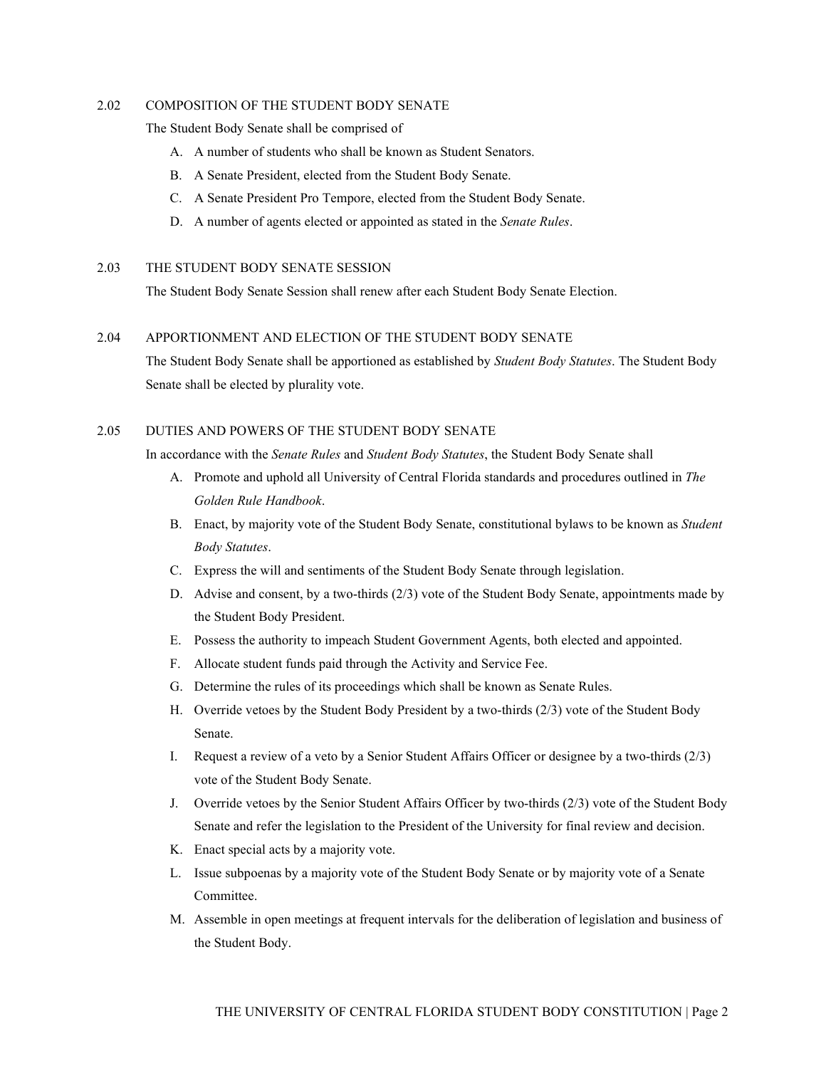### 2.02 COMPOSITION OF THE STUDENT BODY SENATE

The Student Body Senate shall be comprised of

A. A number of students who shall be known as Student Senators.
B. A Senate President, elected from the Student Body Senate.
C. A Senate President Pro Tempore, elected from the Student Body Senate.
D. A number of agents elected or appointed as stated in the *Senate Rules*.

### 2.03 THE STUDENT BODY SENATE SESSION

The Student Body Senate Session shall renew after each Student Body Senate Election.

### 2.04 APPORTIONMENT AND ELECTION OF THE STUDENT BODY SENATE

The Student Body Senate shall be apportioned as established by *Student Body Statutes*. The Student Body Senate shall be elected by plurality vote.

### 2.05 DUTIES AND POWERS OF THE STUDENT BODY SENATE

In accordance with the *Senate Rules* and *Student Body Statutes*, the Student Body Senate shall

A. Promote and uphold all University of Central Florida standards and procedures outlined in *The Golden Rule Handbook*.
B. Enact, by majority vote of the Student Body Senate, constitutional bylaws to be known as *Student Body Statutes*.
C. Express the will and sentiments of the Student Body Senate through legislation.
D. Advise and consent, by a two-thirds (2/3) vote of the Student Body Senate, appointments made by the Student Body President.
E. Possess the authority to impeach Student Government Agents, both elected and appointed.
F. Allocate student funds paid through the Activity and Service Fee.
G. Determine the rules of its proceedings which shall be known as Senate Rules.
H. Override vetoes by the Student Body President by a two-thirds (2/3) vote of the Student Body Senate.
I. Request a review of a veto by a Senior Student Affairs Officer or designee by a two-thirds (2/3) vote of the Student Body Senate.
J. Override vetoes by the Senior Student Affairs Officer by two-thirds (2/3) vote of the Student Body Senate and refer the legislation to the President of the University for final review and decision.
K. Enact special acts by a majority vote.
L. Issue subpoenas by a majority vote of the Student Body Senate or by majority vote of a Senate Committee.
M. Assemble in open meetings at frequent intervals for the deliberation of legislation and business of the Student Body.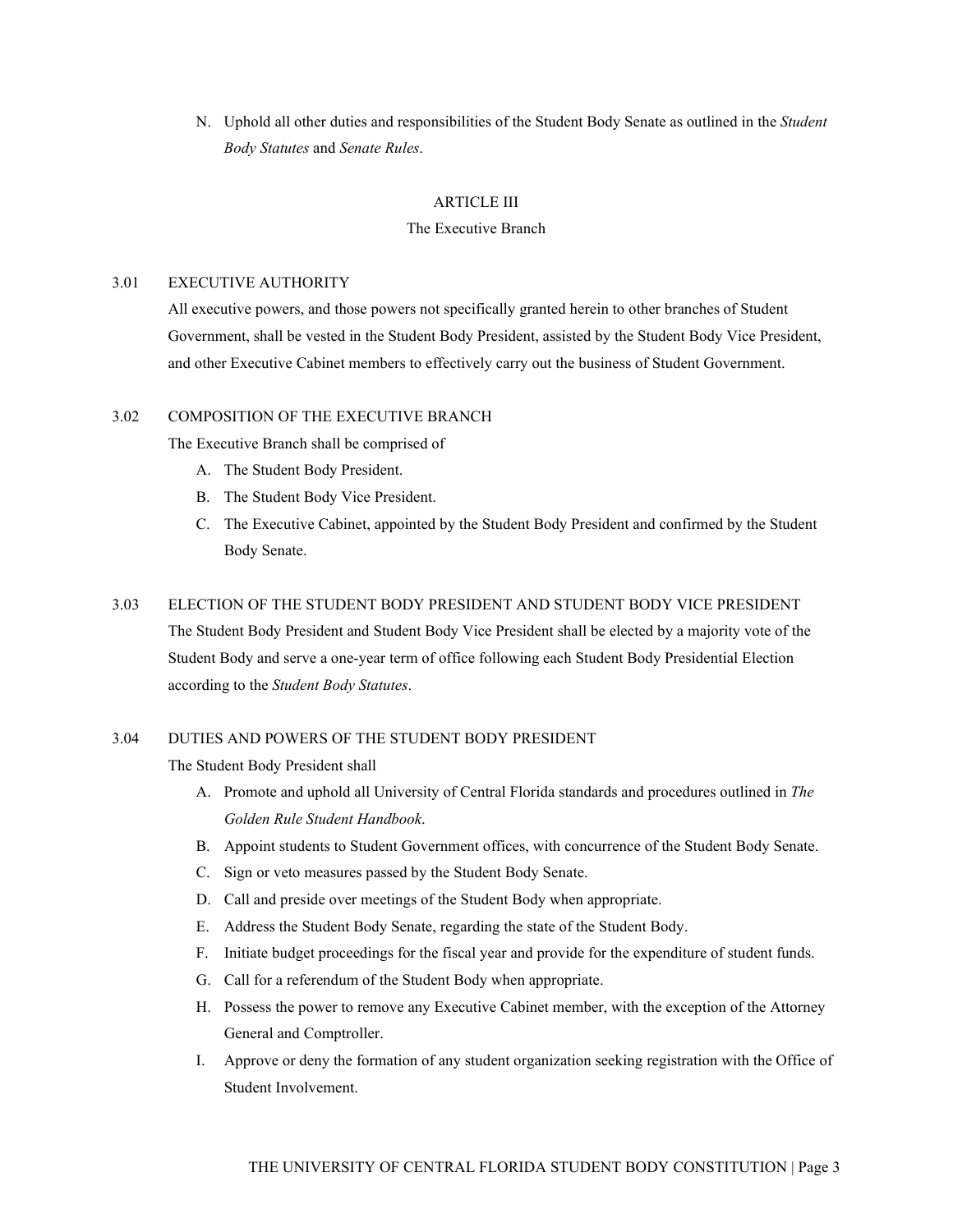N. Uphold all other duties and responsibilities of the Student Body Senate as outlined in the *Student Body Statutes* and *Senate Rules*.

## ARTICLE III

## The Executive Branch

### 3.01 EXECUTIVE AUTHORITY

All executive powers, and those powers not specifically granted herein to other branches of Student Government, shall be vested in the Student Body President, assisted by the Student Body Vice President, and other Executive Cabinet members to effectively carry out the business of Student Government.

### 3.02 COMPOSITION OF THE EXECUTIVE BRANCH

The Executive Branch shall be comprised of

A. The Student Body President.

B. The Student Body Vice President.

C. The Executive Cabinet, appointed by the Student Body President and confirmed by the Student Body Senate.

### 3.03 ELECTION OF THE STUDENT BODY PRESIDENT AND STUDENT BODY VICE PRESIDENT

The Student Body President and Student Body Vice President shall be elected by a majority vote of the Student Body and serve a one-year term of office following each Student Body Presidential Election according to the *Student Body Statutes*.

### 3.04 DUTIES AND POWERS OF THE STUDENT BODY PRESIDENT

The Student Body President shall

A. Promote and uphold all University of Central Florida standards and procedures outlined in *The Golden Rule Student Handbook*.

B. Appoint students to Student Government offices, with concurrence of the Student Body Senate.

C. Sign or veto measures passed by the Student Body Senate.

D. Call and preside over meetings of the Student Body when appropriate.

E. Address the Student Body Senate, regarding the state of the Student Body.

F. Initiate budget proceedings for the fiscal year and provide for the expenditure of student funds.

G. Call for a referendum of the Student Body when appropriate.

H. Possess the power to remove any Executive Cabinet member, with the exception of the Attorney General and Comptroller.

I. Approve or deny the formation of any student organization seeking registration with the Office of Student Involvement.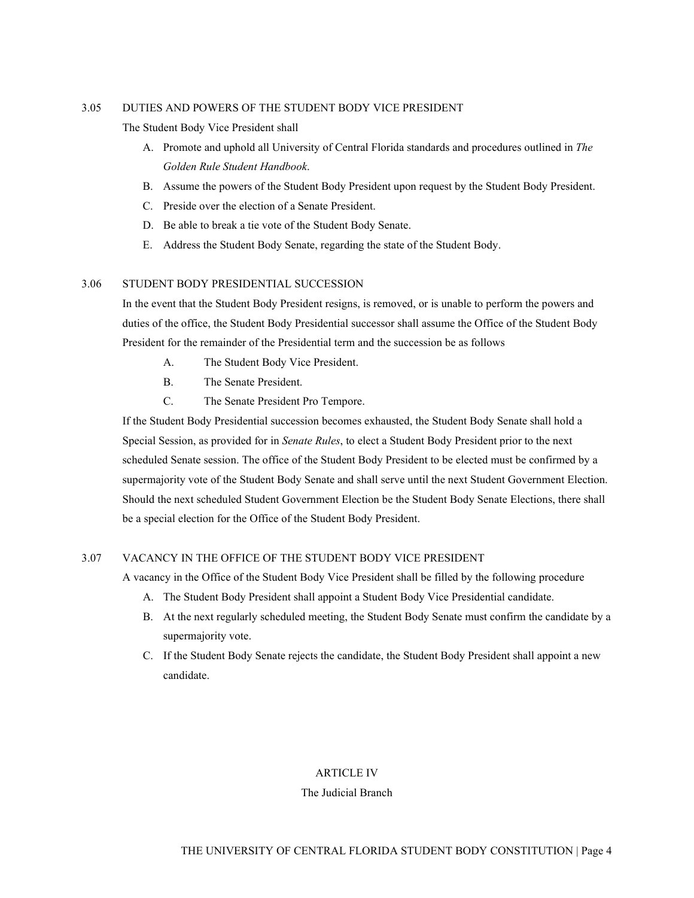### 3.05 DUTIES AND POWERS OF THE STUDENT BODY VICE PRESIDENT

The Student Body Vice President shall

A. Promote and uphold all University of Central Florida standards and procedures outlined in *The Golden Rule Student Handbook*.
B. Assume the powers of the Student Body President upon request by the Student Body President.
C. Preside over the election of a Senate President.
D. Be able to break a tie vote of the Student Body Senate.
E. Address the Student Body Senate, regarding the state of the Student Body.

### 3.06 STUDENT BODY PRESIDENTIAL SUCCESSION

In the event that the Student Body President resigns, is removed, or is unable to perform the powers and duties of the office, the Student Body Presidential successor shall assume the Office of the Student Body President for the remainder of the Presidential term and the succession be as follows

A. The Student Body Vice President.
B. The Senate President.
C. The Senate President Pro Tempore.

If the Student Body Presidential succession becomes exhausted, the Student Body Senate shall hold a Special Session, as provided for in *Senate Rules*, to elect a Student Body President prior to the next scheduled Senate session. The office of the Student Body President to be elected must be confirmed by a supermajority vote of the Student Body Senate and shall serve until the next Student Government Election. Should the next scheduled Student Government Election be the Student Body Senate Elections, there shall be a special election for the Office of the Student Body President.

### 3.07 VACANCY IN THE OFFICE OF THE STUDENT BODY VICE PRESIDENT

A vacancy in the Office of the Student Body Vice President shall be filled by the following procedure

A. The Student Body President shall appoint a Student Body Vice Presidential candidate.
B. At the next regularly scheduled meeting, the Student Body Senate must confirm the candidate by a supermajority vote.
C. If the Student Body Senate rejects the candidate, the Student Body President shall appoint a new candidate.

## ARTICLE IV

## The Judicial Branch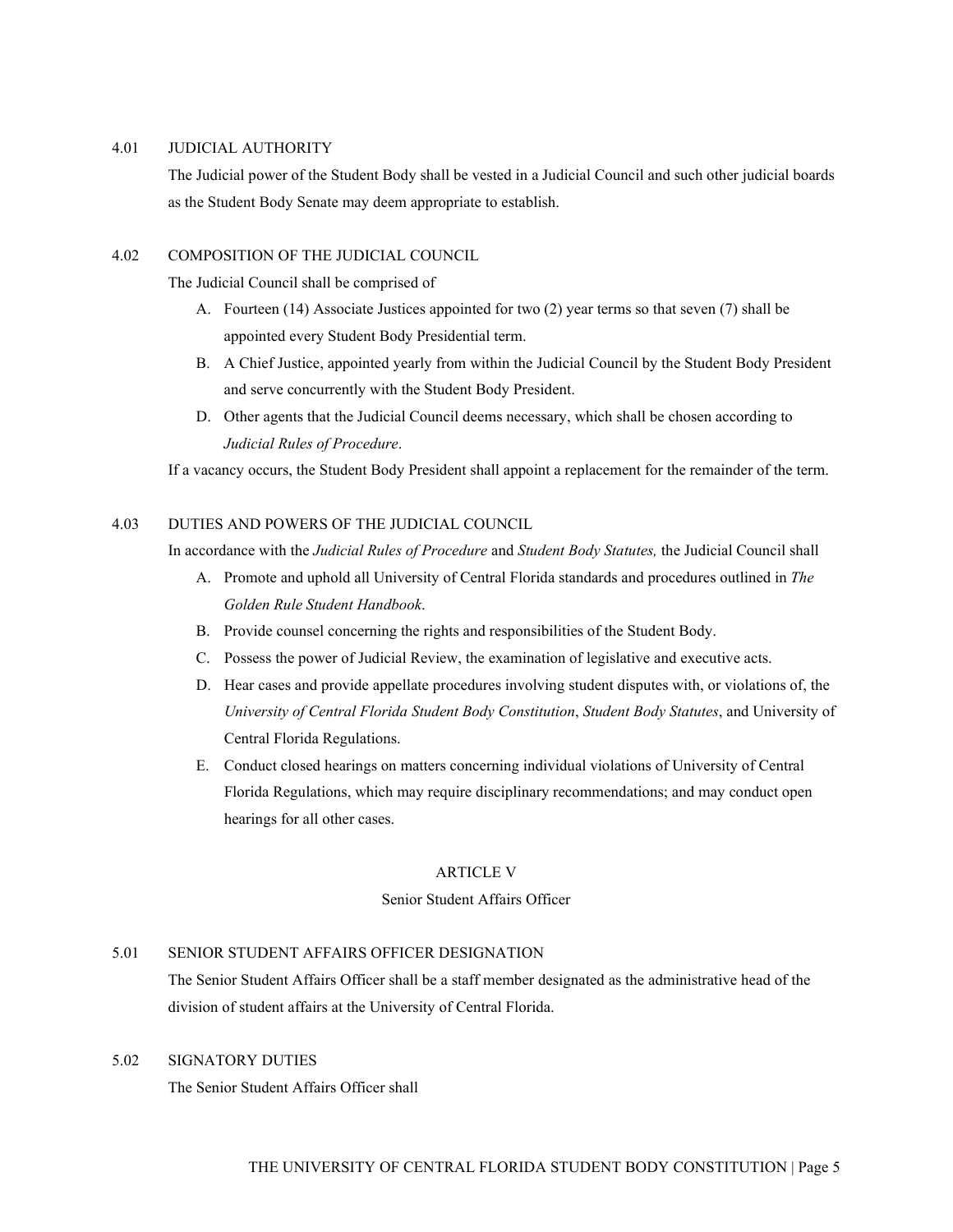4.01 JUDICIAL AUTHORITY

The Judicial power of the Student Body shall be vested in a Judicial Council and such other judicial boards as the Student Body Senate may deem appropriate to establish.

4.02 COMPOSITION OF THE JUDICIAL COUNCIL

The Judicial Council shall be comprised of

A. Fourteen (14) Associate Justices appointed for two (2) year terms so that seven (7) shall be appointed every Student Body Presidential term.
B. A Chief Justice, appointed yearly from within the Judicial Council by the Student Body President and serve concurrently with the Student Body President.
D. Other agents that the Judicial Council deems necessary, which shall be chosen according to *Judicial Rules of Procedure*.

If a vacancy occurs, the Student Body President shall appoint a replacement for the remainder of the term.

4.03 DUTIES AND POWERS OF THE JUDICIAL COUNCIL

In accordance with the *Judicial Rules of Procedure* and *Student Body Statutes,* the Judicial Council shall

A. Promote and uphold all University of Central Florida standards and procedures outlined in *The Golden Rule Student Handbook*.
B. Provide counsel concerning the rights and responsibilities of the Student Body.
C. Possess the power of Judicial Review, the examination of legislative and executive acts.
D. Hear cases and provide appellate procedures involving student disputes with, or violations of, the *University of Central Florida Student Body Constitution*, *Student Body Statutes*, and University of Central Florida Regulations.
E. Conduct closed hearings on matters concerning individual violations of University of Central Florida Regulations, which may require disciplinary recommendations; and may conduct open hearings for all other cases.

## ARTICLE V

### Senior Student Affairs Officer

5.01 SENIOR STUDENT AFFAIRS OFFICER DESIGNATION

The Senior Student Affairs Officer shall be a staff member designated as the administrative head of the division of student affairs at the University of Central Florida.

5.02 SIGNATORY DUTIES

The Senior Student Affairs Officer shall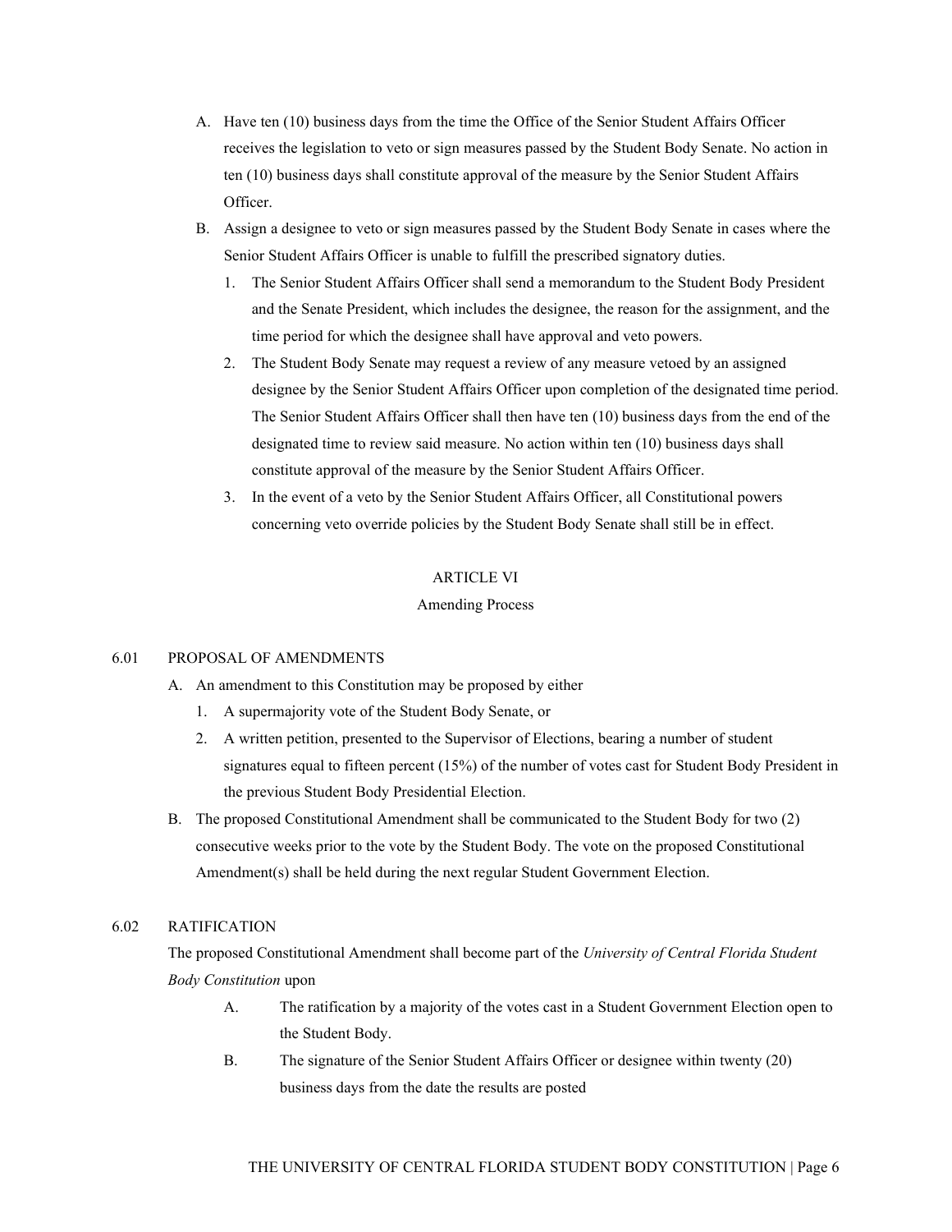A. Have ten (10) business days from the time the Office of the Senior Student Affairs Officer receives the legislation to veto or sign measures passed by the Student Body Senate. No action in ten (10) business days shall constitute approval of the measure by the Senior Student Affairs Officer.

B. Assign a designee to veto or sign measures passed by the Student Body Senate in cases where the Senior Student Affairs Officer is unable to fulfill the prescribed signatory duties.

   1. The Senior Student Affairs Officer shall send a memorandum to the Student Body President and the Senate President, which includes the designee, the reason for the assignment, and the time period for which the designee shall have approval and veto powers.
   2. The Student Body Senate may request a review of any measure vetoed by an assigned designee by the Senior Student Affairs Officer upon completion of the designated time period. The Senior Student Affairs Officer shall then have ten (10) business days from the end of the designated time to review said measure. No action within ten (10) business days shall constitute approval of the measure by the Senior Student Affairs Officer.
   3. In the event of a veto by the Senior Student Affairs Officer, all Constitutional powers concerning veto override policies by the Student Body Senate shall still be in effect.

## ARTICLE VI
## Amending Process

### 6.01 PROPOSAL OF AMENDMENTS

A. An amendment to this Constitution may be proposed by either

   1. A supermajority vote of the Student Body Senate, or
   2. A written petition, presented to the Supervisor of Elections, bearing a number of student signatures equal to fifteen percent (15%) of the number of votes cast for Student Body President in the previous Student Body Presidential Election.

B. The proposed Constitutional Amendment shall be communicated to the Student Body for two (2) consecutive weeks prior to the vote by the Student Body. The vote on the proposed Constitutional Amendment(s) shall be held during the next regular Student Government Election.

### 6.02 RATIFICATION

The proposed Constitutional Amendment shall become part of the *University of Central Florida Student Body Constitution* upon

A. The ratification by a majority of the votes cast in a Student Government Election open to the Student Body.

B. The signature of the Senior Student Affairs Officer or designee within twenty (20) business days from the date the results are posted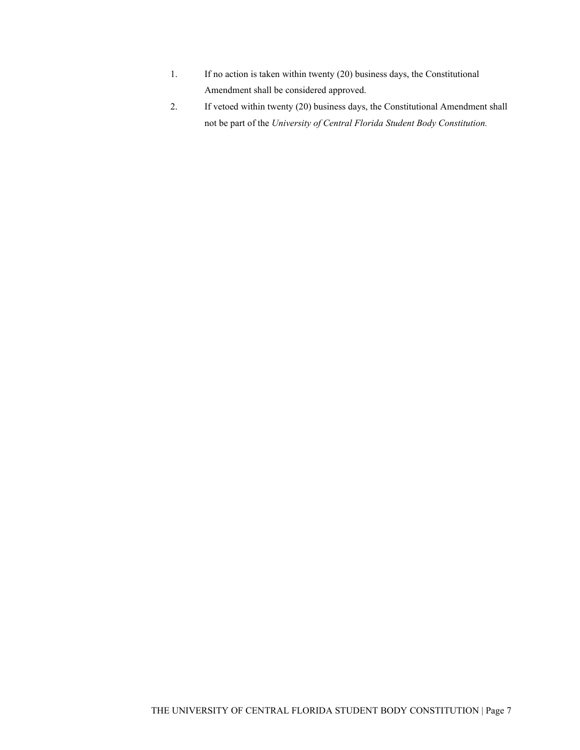1. If no action is taken within twenty (20) business days, the Constitutional Amendment shall be considered approved.
2. If vetoed within twenty (20) business days, the Constitutional Amendment shall not be part of the *University of Central Florida Student Body Constitution.*